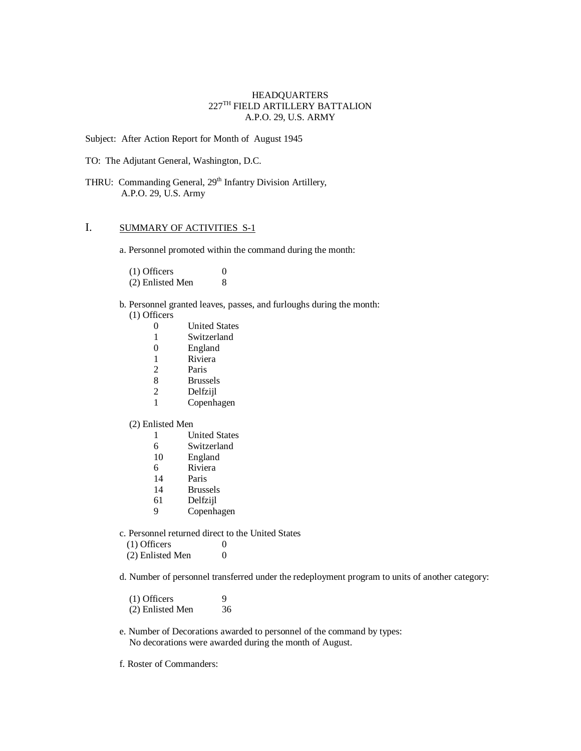HEADQUARTERS
227[TH] FIELD ARTILLERY BATTALION
A.P.O. 29, U.S. ARMY

Subject: After Action Report for Month of August 1945

TO: The Adjutant General, Washington, D.C.

THRU: Commanding General, 29[th] Infantry Division Artillery,
A.P.O. 29, U.S. Army

## I. SUMMARY OF ACTIVITIES S-1

a. Personnel promoted within the command during the month:

| | |
|---|---|
| (1) Officers | 0 |
| (2) Enlisted Men | 8 |

b. Personnel granted leaves, passes, and furloughs during the month:

(1) Officers

| | |
|---|---|
| 0 | United States |
| 1 | Switzerland |
| 0 | England |
| 1 | Riviera |
| 2 | Paris |
| 8 | Brussels |
| 2 | Delfzijl |
| 1 | Copenhagen |

(2) Enlisted Men

| | |
|---|---|
| 1 | United States |
| 6 | Switzerland |
| 10 | England |
| 6 | Riviera |
| 14 | Paris |
| 14 | Brussels |
| 61 | Delfzijl |
| 9 | Copenhagen |

c. Personnel returned direct to the United States

| | |
|---|---|
| (1) Officers | 0 |
| (2) Enlisted Men | 0 |

d. Number of personnel transferred under the redeployment program to units of another category:

| | |
|---|---|
| (1) Officers | 9 |
| (2) Enlisted Men | 36 |

e. Number of Decorations awarded to personnel of the command by types:
No decorations were awarded during the month of August.

f. Roster of Commanders: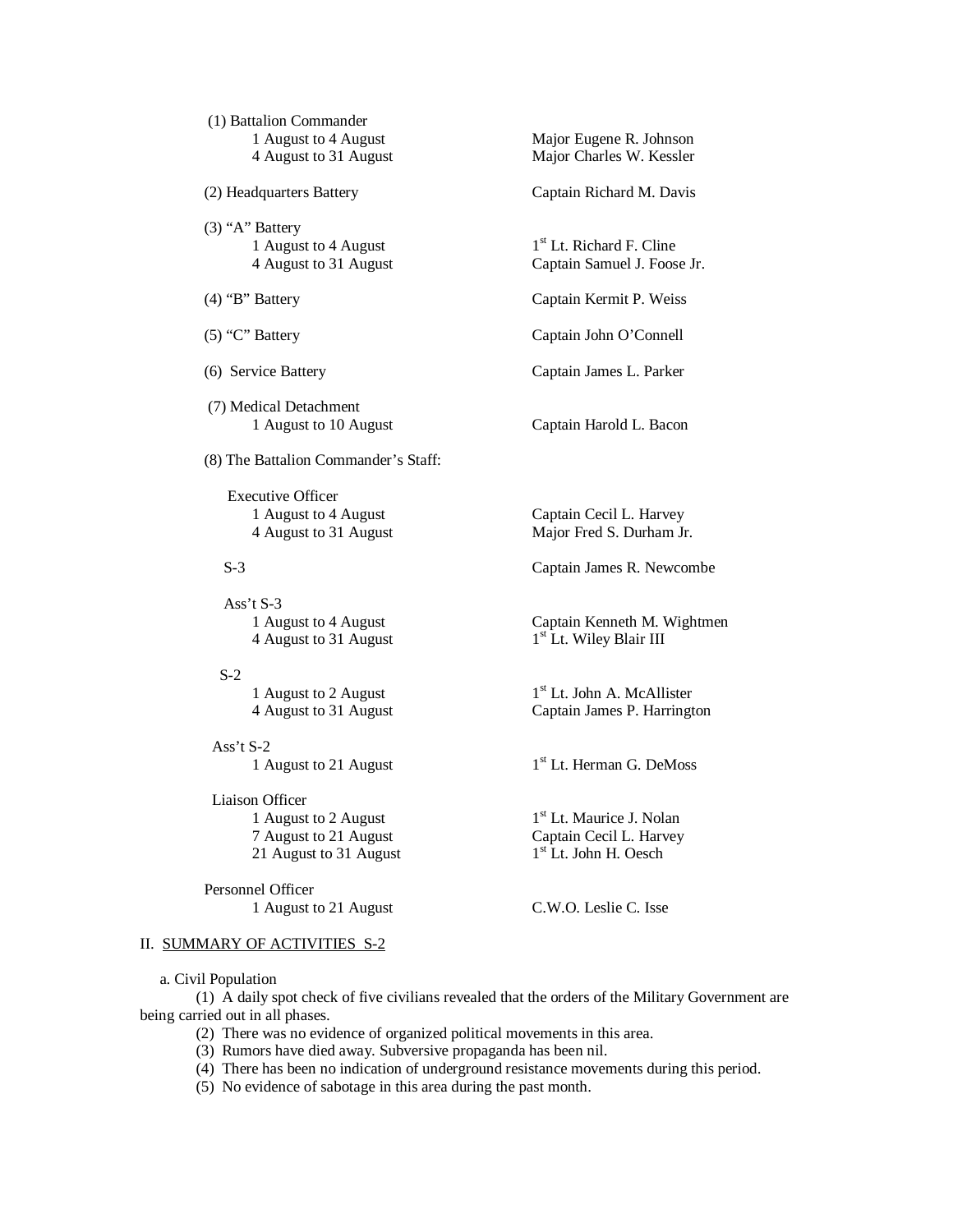(1) Battalion Commander

| | |
|---|---|
| 1 August to 4 August | Major Eugene R. Johnson |
| 4 August to 31 August | Major Charles W. Kessler |

(2) Headquarters Battery — Captain Richard M. Davis

(3) "A" Battery

| | |
|---|---|
| 1 August to 4 August | 1st Lt. Richard F. Cline |
| 4 August to 31 August | Captain Samuel J. Foose Jr. |

(4) "B" Battery — Captain Kermit P. Weiss

(5) "C" Battery — Captain John O'Connell

(6) Service Battery — Captain James L. Parker

(7) Medical Detachment

| | |
|---|---|
| 1 August to 10 August | Captain Harold L. Bacon |

(8) The Battalion Commander's Staff:

Executive Officer

| | |
|---|---|
| 1 August to 4 August | Captain Cecil L. Harvey |
| 4 August to 31 August | Major Fred S. Durham Jr. |

S-3 — Captain James R. Newcombe

Ass't S-3

| | |
|---|---|
| 1 August to 4 August | Captain Kenneth M. Wightmen |
| 4 August to 31 August | 1st Lt. Wiley Blair III |

S-2

| | |
|---|---|
| 1 August to 2 August | 1st Lt. John A. McAllister |
| 4 August to 31 August | Captain James P. Harrington |

Ass't S-2

| | |
|---|---|
| 1 August to 21 August | 1st Lt. Herman G. DeMoss |

Liaison Officer

| | |
|---|---|
| 1 August to 2 August | 1st Lt. Maurice J. Nolan |
| 7 August to 21 August | Captain Cecil L. Harvey |
| 21 August to 31 August | 1st Lt. John H. Oesch |

Personnel Officer

| | |
|---|---|
| 1 August to 21 August | C.W.O. Leslie C. Isse |

## II. SUMMARY OF ACTIVITIES S-2

a. Civil Population

(1) A daily spot check of five civilians revealed that the orders of the Military Government are being carried out in all phases.

(2) There was no evidence of organized political movements in this area.

(3) Rumors have died away. Subversive propaganda has been nil.

(4) There has been no indication of underground resistance movements during this period.

(5) No evidence of sabotage in this area during the past month.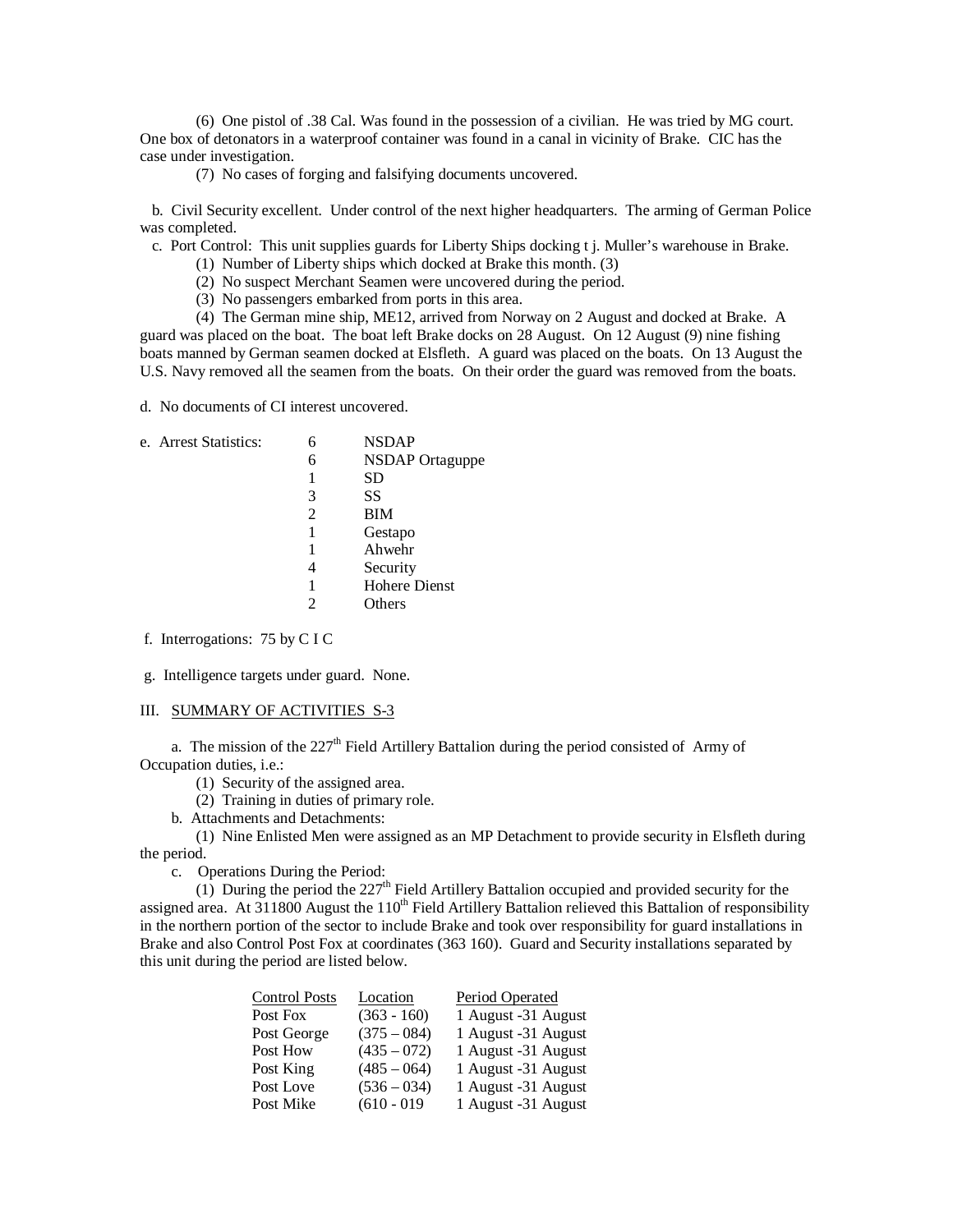(6) One pistol of .38 Cal. Was found in the possession of a civilian. He was tried by MG court. One box of detonators in a waterproof container was found in a canal in vicinity of Brake. CIC has the case under investigation.

(7) No cases of forging and falsifying documents uncovered.

b. Civil Security excellent. Under control of the next higher headquarters. The arming of German Police was completed.

c. Port Control: This unit supplies guards for Liberty Ships docking t j. Muller's warehouse in Brake.

(1) Number of Liberty ships which docked at Brake this month. (3)

(2) No suspect Merchant Seamen were uncovered during the period.

(3) No passengers embarked from ports in this area.

(4) The German mine ship, ME12, arrived from Norway on 2 August and docked at Brake. A guard was placed on the boat. The boat left Brake docks on 28 August. On 12 August (9) nine fishing boats manned by German seamen docked at Elsfleth. A guard was placed on the boats. On 13 August the U.S. Navy removed all the seamen from the boats. On their order the guard was removed from the boats.

d. No documents of CI interest uncovered.

e. Arrest Statistics:

| | |
|---|---|
| 6 | NSDAP |
| 6 | NSDAP Ortaguppe |
| 1 | SD |
| 3 | SS |
| 2 | BIM |
| 1 | Gestapo |
| 1 | Ahwehr |
| 4 | Security |
| 1 | Hohere Dienst |
| 2 | Others |

f. Interrogations: 75 by C I C

g. Intelligence targets under guard. None.

III. SUMMARY OF ACTIVITIES S-3

a. The mission of the 227th Field Artillery Battalion during the period consisted of Army of Occupation duties, i.e.:

(1) Security of the assigned area.

(2) Training in duties of primary role.

b. Attachments and Detachments:

(1) Nine Enlisted Men were assigned as an MP Detachment to provide security in Elsfleth during the period.

c. Operations During the Period:

(1) During the period the 227th Field Artillery Battalion occupied and provided security for the assigned area. At 311800 August the 110th Field Artillery Battalion relieved this Battalion of responsibility in the northern portion of the sector to include Brake and took over responsibility for guard installations in Brake and also Control Post Fox at coordinates (363 160). Guard and Security installations separated by this unit during the period are listed below.

| Control Posts | Location | Period Operated |
|---|---|---|
| Post Fox | (363 - 160) | 1 August -31 August |
| Post George | (375 – 084) | 1 August -31 August |
| Post How | (435 – 072) | 1 August -31 August |
| Post King | (485 – 064) | 1 August -31 August |
| Post Love | (536 – 034) | 1 August -31 August |
| Post Mike | (610 - 019 | 1 August -31 August |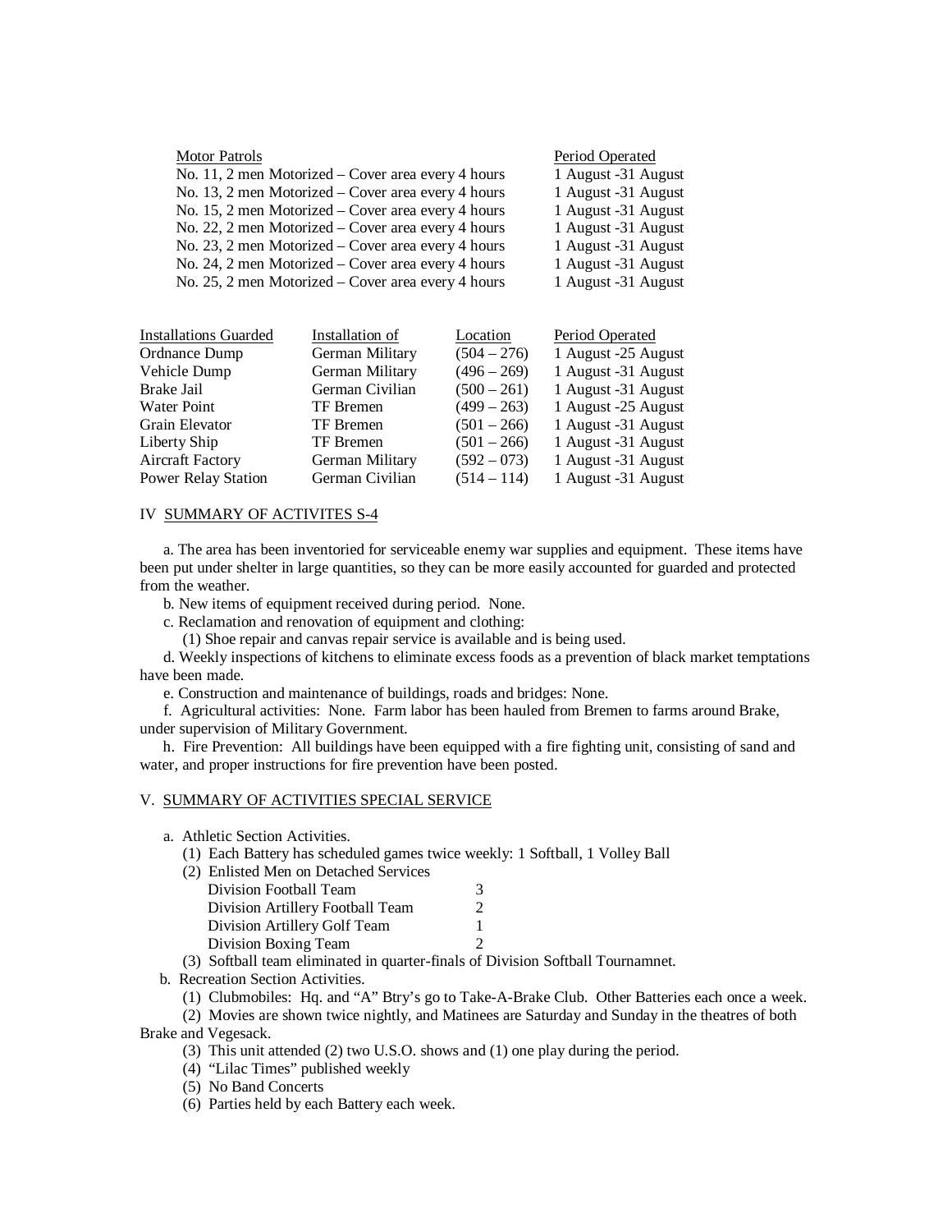| Motor Patrols | Period Operated |
|---|---|
| No. 11, 2 men Motorized – Cover area every 4 hours | 1 August -31 August |
| No. 13, 2 men Motorized – Cover area every 4 hours | 1 August -31 August |
| No. 15, 2 men Motorized – Cover area every 4 hours | 1 August -31 August |
| No. 22, 2 men Motorized – Cover area every 4 hours | 1 August -31 August |
| No. 23, 2 men Motorized – Cover area every 4 hours | 1 August -31 August |
| No. 24, 2 men Motorized – Cover area every 4 hours | 1 August -31 August |
| No. 25, 2 men Motorized – Cover area every 4 hours | 1 August -31 August |

| Installations Guarded | Installation of | Location | Period Operated |
|---|---|---|---|
| Ordnance Dump | German Military | (504 – 276) | 1 August -25 August |
| Vehicle Dump | German Military | (496 – 269) | 1 August -31 August |
| Brake Jail | German Civilian | (500 – 261) | 1 August -31 August |
| Water Point | TF Bremen | (499 – 263) | 1 August -25 August |
| Grain Elevator | TF Bremen | (501 – 266) | 1 August -31 August |
| Liberty Ship | TF Bremen | (501 – 266) | 1 August -31 August |
| Aircraft Factory | German Military | (592 – 073) | 1 August -31 August |
| Power Relay Station | German Civilian | (514 – 114) | 1 August -31 August |

## IV SUMMARY OF ACTIVITES S-4

a. The area has been inventoried for serviceable enemy war supplies and equipment. These items have been put under shelter in large quantities, so they can be more easily accounted for guarded and protected from the weather.

b. New items of equipment received during period. None.

c. Reclamation and renovation of equipment and clothing:

(1) Shoe repair and canvas repair service is available and is being used.

d. Weekly inspections of kitchens to eliminate excess foods as a prevention of black market temptations have been made.

e. Construction and maintenance of buildings, roads and bridges: None.

f. Agricultural activities: None. Farm labor has been hauled from Bremen to farms around Brake, under supervision of Military Government.

h. Fire Prevention: All buildings have been equipped with a fire fighting unit, consisting of sand and water, and proper instructions for fire prevention have been posted.

## V. SUMMARY OF ACTIVITIES SPECIAL SERVICE

a. Athletic Section Activities.

(1) Each Battery has scheduled games twice weekly: 1 Softball, 1 Volley Ball

(2) Enlisted Men on Detached Services

| | |
|---|---|
| Division Football Team | 3 |
| Division Artillery Football Team | 2 |
| Division Artillery Golf Team | 1 |
| Division Boxing Team | 2 |

(3) Softball team eliminated in quarter-finals of Division Softball Tournamnet.

b. Recreation Section Activities.

(1) Clubmobiles: Hq. and "A" Btry's go to Take-A-Brake Club. Other Batteries each once a week.

(2) Movies are shown twice nightly, and Matinees are Saturday and Sunday in the theatres of both Brake and Vegesack.

(3) This unit attended (2) two U.S.O. shows and (1) one play during the period.

(4) "Lilac Times" published weekly

(5) No Band Concerts

(6) Parties held by each Battery each week.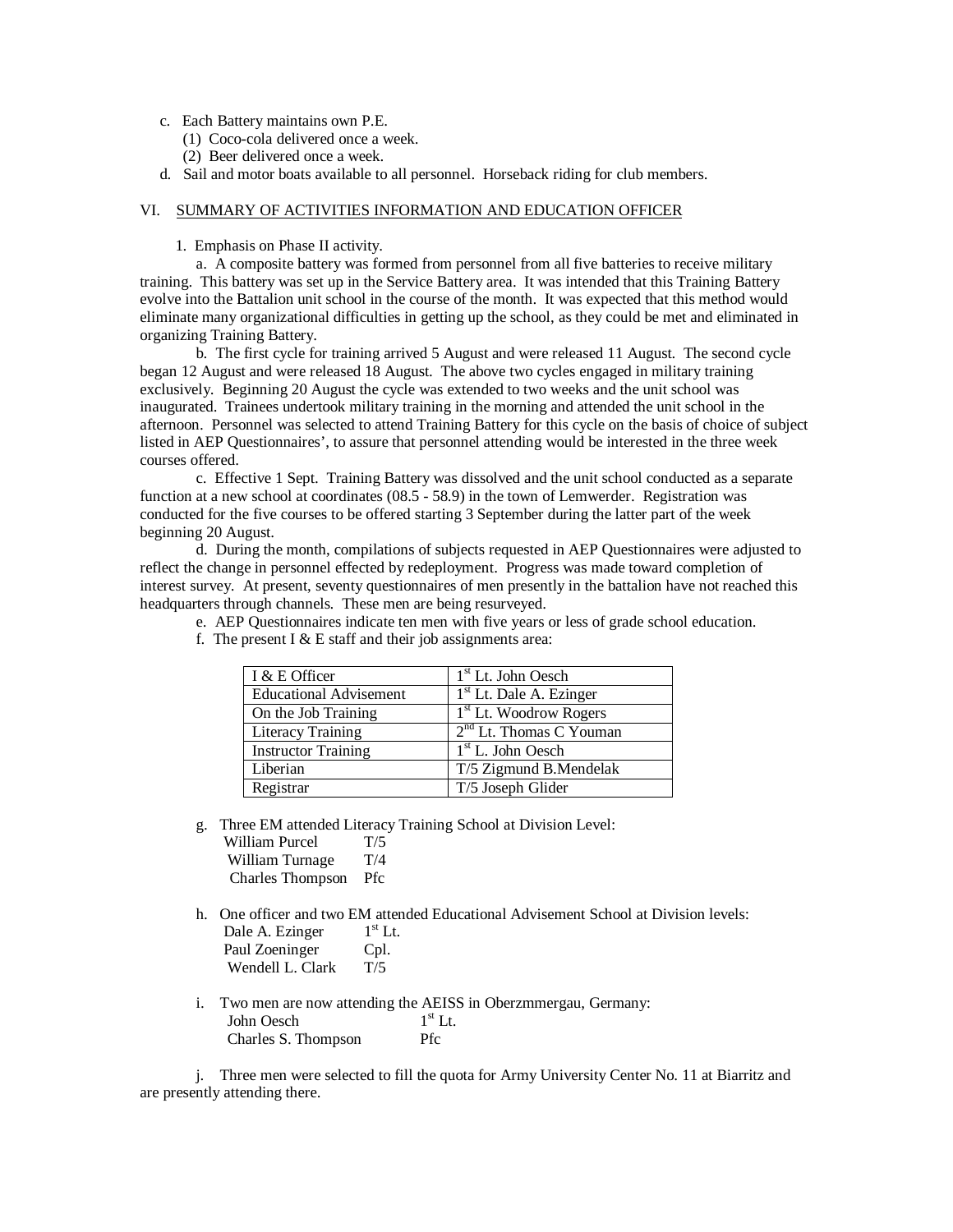c. Each Battery maintains own P.E.
   (1) Coco-cola delivered once a week.
   (2) Beer delivered once a week.

d. Sail and motor boats available to all personnel. Horseback riding for club members.

VI. <u>SUMMARY OF ACTIVITIES INFORMATION AND EDUCATION OFFICER</u>

1. Emphasis on Phase II activity.

a. A composite battery was formed from personnel from all five batteries to receive military training. This battery was set up in the Service Battery area. It was intended that this Training Battery evolve into the Battalion unit school in the course of the month. It was expected that this method would eliminate many organizational difficulties in getting up the school, as they could be met and eliminated in organizing Training Battery.

b. The first cycle for training arrived 5 August and were released 11 August. The second cycle began 12 August and were released 18 August. The above two cycles engaged in military training exclusively. Beginning 20 August the cycle was extended to two weeks and the unit school was inaugurated. Trainees undertook military training in the morning and attended the unit school in the afternoon. Personnel was selected to attend Training Battery for this cycle on the basis of choice of subject listed in AEP Questionnaires', to assure that personnel attending would be interested in the three week courses offered.

c. Effective 1 Sept. Training Battery was dissolved and the unit school conducted as a separate function at a new school at coordinates (08.5 - 58.9) in the town of Lemwerder. Registration was conducted for the five courses to be offered starting 3 September during the latter part of the week beginning 20 August.

d. During the month, compilations of subjects requested in AEP Questionnaires were adjusted to reflect the change in personnel effected by redeployment. Progress was made toward completion of interest survey. At present, seventy questionnaires of men presently in the battalion have not reached this headquarters through channels. These men are being resurveyed.

e. AEP Questionnaires indicate ten men with five years or less of grade school education.

f. The present I & E staff and their job assignments area:

| I & E Officer | 1st Lt. John Oesch |
|---|---|
| Educational Advisement | 1st Lt. Dale A. Ezinger |
| On the Job Training | 1st Lt. Woodrow Rogers |
| Literacy Training | 2nd Lt. Thomas C Youman |
| Instructor Training | 1st L. John Oesch |
| Liberian | T/5 Zigmund B.Mendelak |
| Registrar | T/5 Joseph Glider |

g. Three EM attended Literacy Training School at Division Level:
   William Purcel T/5
   William Turnage T/4
   Charles Thompson Pfc

h. One officer and two EM attended Educational Advisement School at Division levels:
   Dale A. Ezinger 1st Lt.
   Paul Zoeninger Cpl.
   Wendell L. Clark T/5

i. Two men are now attending the AEISS in Oberzmmergau, Germany:
   John Oesch 1st Lt.
   Charles S. Thompson Pfc

j. Three men were selected to fill the quota for Army University Center No. 11 at Biarritz and are presently attending there.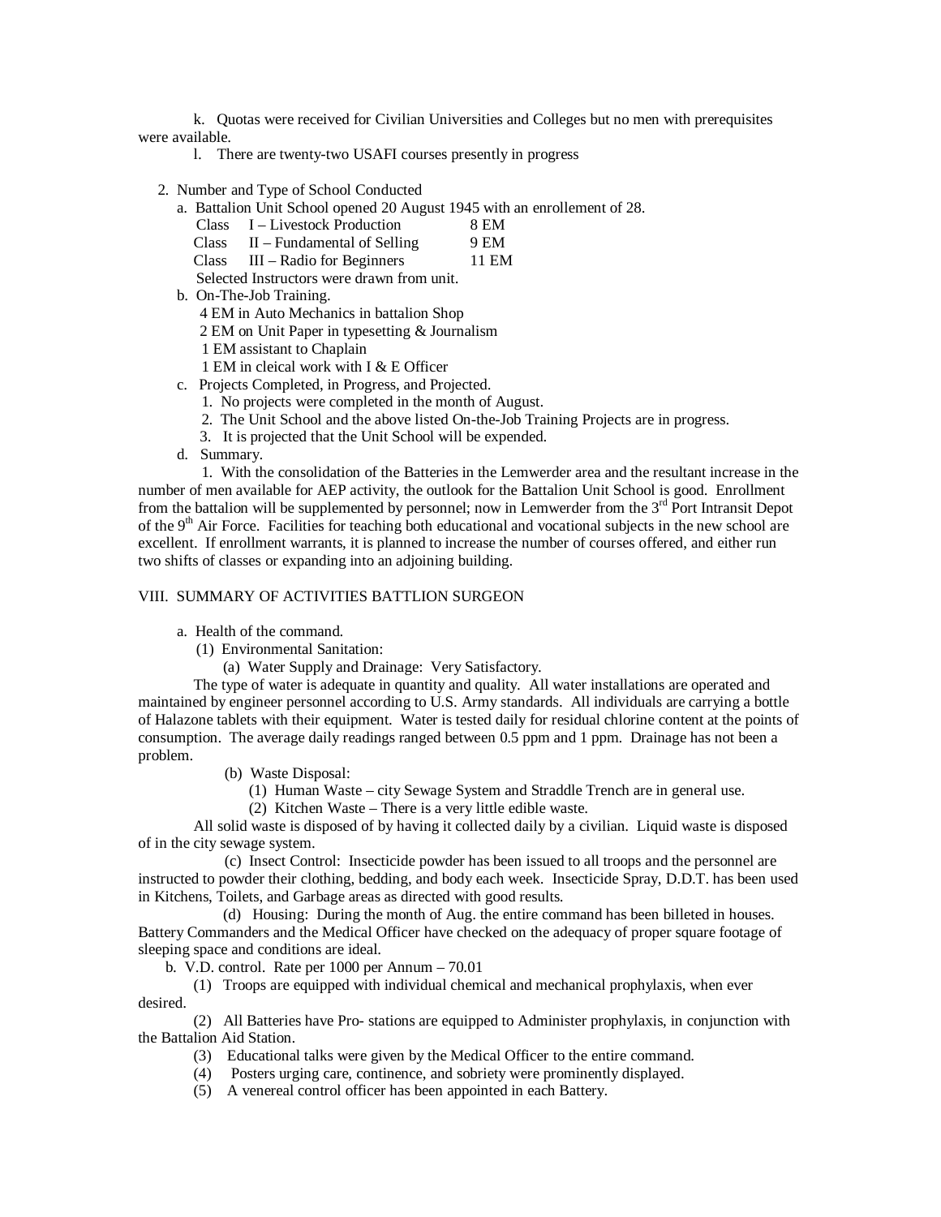k. Quotas were received for Civilian Universities and Colleges but no men with prerequisites were available.

l. There are twenty-two USAFI courses presently in progress

2. Number and Type of School Conducted

a. Battalion Unit School opened 20 August 1945 with an enrollement of 28.

| Class | | |
|---|---|---|
| Class | I – Livestock Production | 8 EM |
| Class | II – Fundamental of Selling | 9 EM |
| Class | III – Radio for Beginners | 11 EM |

Selected Instructors were drawn from unit.

b. On-The-Job Training.

4 EM in Auto Mechanics in battalion Shop
2 EM on Unit Paper in typesetting & Journalism
1 EM assistant to Chaplain
1 EM in cleical work with I & E Officer

c. Projects Completed, in Progress, and Projected.

1. No projects were completed in the month of August.
2. The Unit School and the above listed On-the-Job Training Projects are in progress.
3. It is projected that the Unit School will be expended.

d. Summary.

1. With the consolidation of the Batteries in the Lemwerder area and the resultant increase in the number of men available for AEP activity, the outlook for the Battalion Unit School is good. Enrollment from the battalion will be supplemented by personnel; now in Lemwerder from the 3rd Port Intransit Depot of the 9th Air Force. Facilities for teaching both educational and vocational subjects in the new school are excellent. If enrollment warrants, it is planned to increase the number of courses offered, and either run two shifts of classes or expanding into an adjoining building.

VIII. SUMMARY OF ACTIVITIES BATTLION SURGEON

a. Health of the command.

(1) Environmental Sanitation:

(a) Water Supply and Drainage: Very Satisfactory.

The type of water is adequate in quantity and quality. All water installations are operated and maintained by engineer personnel according to U.S. Army standards. All individuals are carrying a bottle of Halazone tablets with their equipment. Water is tested daily for residual chlorine content at the points of consumption. The average daily readings ranged between 0.5 ppm and 1 ppm. Drainage has not been a problem.

(b) Waste Disposal:

(1) Human Waste – city Sewage System and Straddle Trench are in general use.
(2) Kitchen Waste – There is a very little edible waste.

All solid waste is disposed of by having it collected daily by a civilian. Liquid waste is disposed of in the city sewage system.

(c) Insect Control: Insecticide powder has been issued to all troops and the personnel are instructed to powder their clothing, bedding, and body each week. Insecticide Spray, D.D.T. has been used in Kitchens, Toilets, and Garbage areas as directed with good results.

(d) Housing: During the month of Aug. the entire command has been billeted in houses. Battery Commanders and the Medical Officer have checked on the adequacy of proper square footage of sleeping space and conditions are ideal.

b. V.D. control. Rate per 1000 per Annum – 70.01

(1) Troops are equipped with individual chemical and mechanical prophylaxis, when ever desired.

(2) All Batteries have Pro- stations are equipped to Administer prophylaxis, in conjunction with the Battalion Aid Station.

(3) Educational talks were given by the Medical Officer to the entire command.

(4) Posters urging care, continence, and sobriety were prominently displayed.

(5) A venereal control officer has been appointed in each Battery.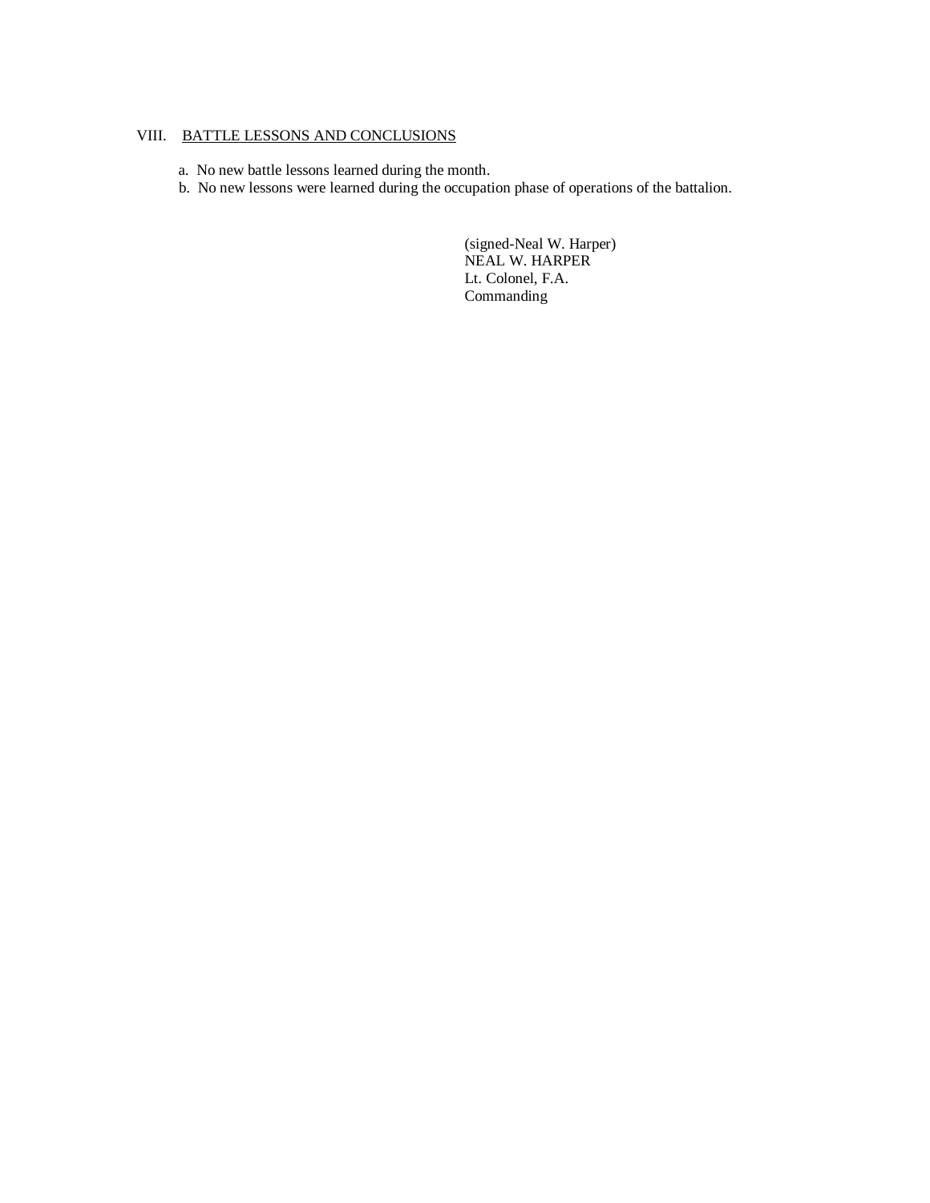VIII. <u>BATTLE LESSONS AND CONCLUSIONS</u>

a. No new battle lessons learned during the month.
b. No new lessons were learned during the occupation phase of operations of the battalion.

(signed-Neal W. Harper)
NEAL W. HARPER
Lt. Colonel, F.A.
Commanding